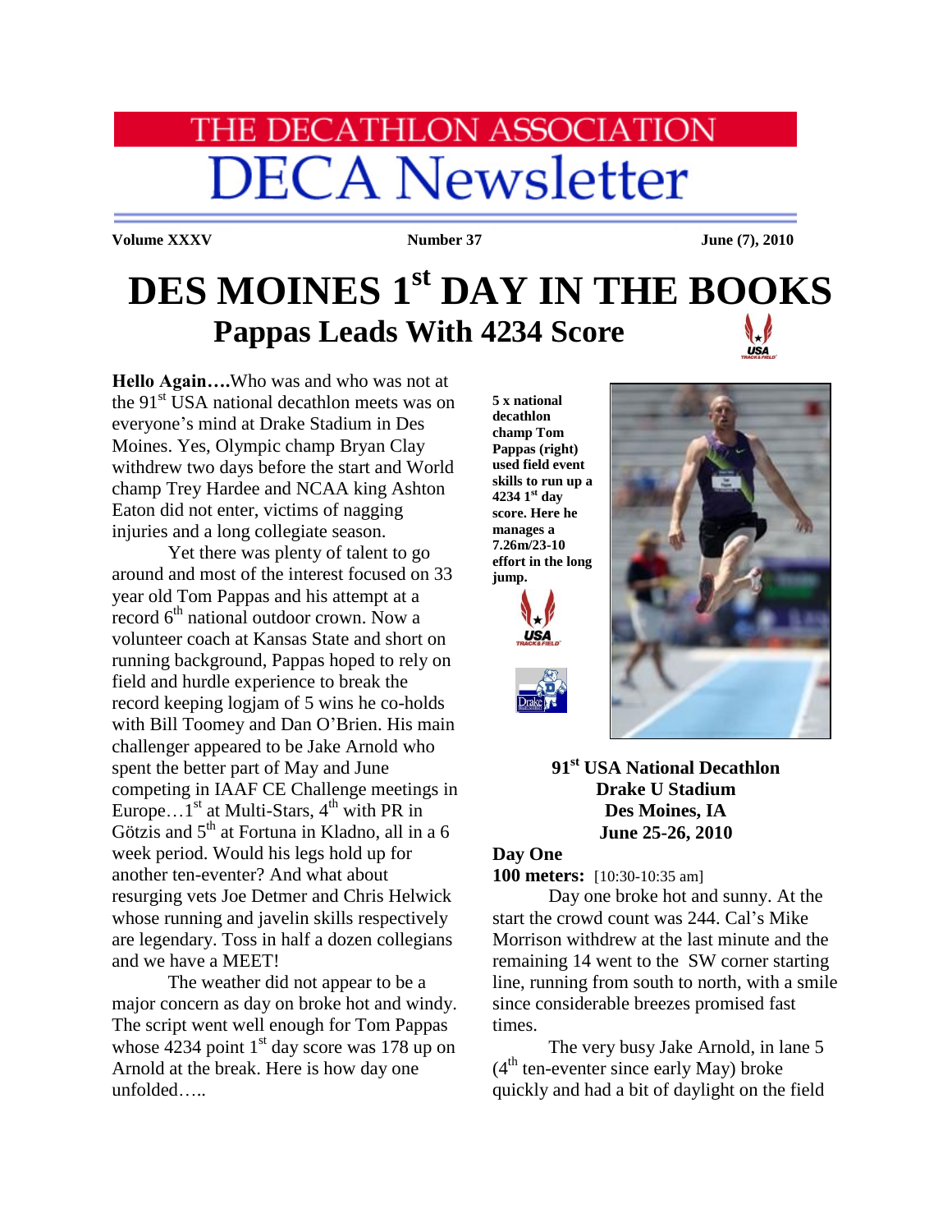# THE DECATHLON ASSOCIATION

# DECA Newsletter

**Volume XXXV** **Number 37** **June (7), 2010**

# DES MOINES 1st DAY IN THE BOOKS

## Pappas Leads With 4234 Score

**Hello Again….** Who was and who was not at the 91st USA national decathlon meets was on everyone's mind at Drake Stadium in Des Moines. Yes, Olympic champ Bryan Clay withdrew two days before the start and World champ Trey Hardee and NCAA king Ashton Eaton did not enter, victims of nagging injuries and a long collegiate season.

Yet there was plenty of talent to go around and most of the interest focused on 33 year old Tom Pappas and his attempt at a record 6th national outdoor crown. Now a volunteer coach at Kansas State and short on running background, Pappas hoped to rely on field and hurdle experience to break the record keeping logjam of 5 wins he co-holds with Bill Toomey and Dan O'Brien. His main challenger appeared to be Jake Arnold who spent the better part of May and June competing in IAAF CE Challenge meetings in Europe…1st at Multi-Stars, 4th with PR in Götzis and 5th at Fortuna in Kladno, all in a 6 week period. Would his legs hold up for another ten-eventer? And what about resurging vets Joe Detmer and Chris Helwick whose running and javelin skills respectively are legendary. Toss in half a dozen collegians and we have a MEET!

The weather did not appear to be a major concern as day on broke hot and windy. The script went well enough for Tom Pappas whose 4234 point 1st day score was 178 up on Arnold at the break. Here is how day one unfolded…..

**5 x national decathlon champ Tom Pappas (right) used field event skills to run up a 4234 1st day score. Here he manages a 7.26m/23-10 effort in the long jump.**

**91st USA National Decathlon**
**Drake U Stadium**
**Des Moines, IA**
**June 25-26, 2010**

### Day One

**100 meters:** [10:30-10:35 am]

Day one broke hot and sunny. At the start the crowd count was 244. Cal's Mike Morrison withdrew at the last minute and the remaining 14 went to the SW corner starting line, running from south to north, with a smile since considerable breezes promised fast times.

The very busy Jake Arnold, in lane 5 (4th ten-eventer since early May) broke quickly and had a bit of daylight on the field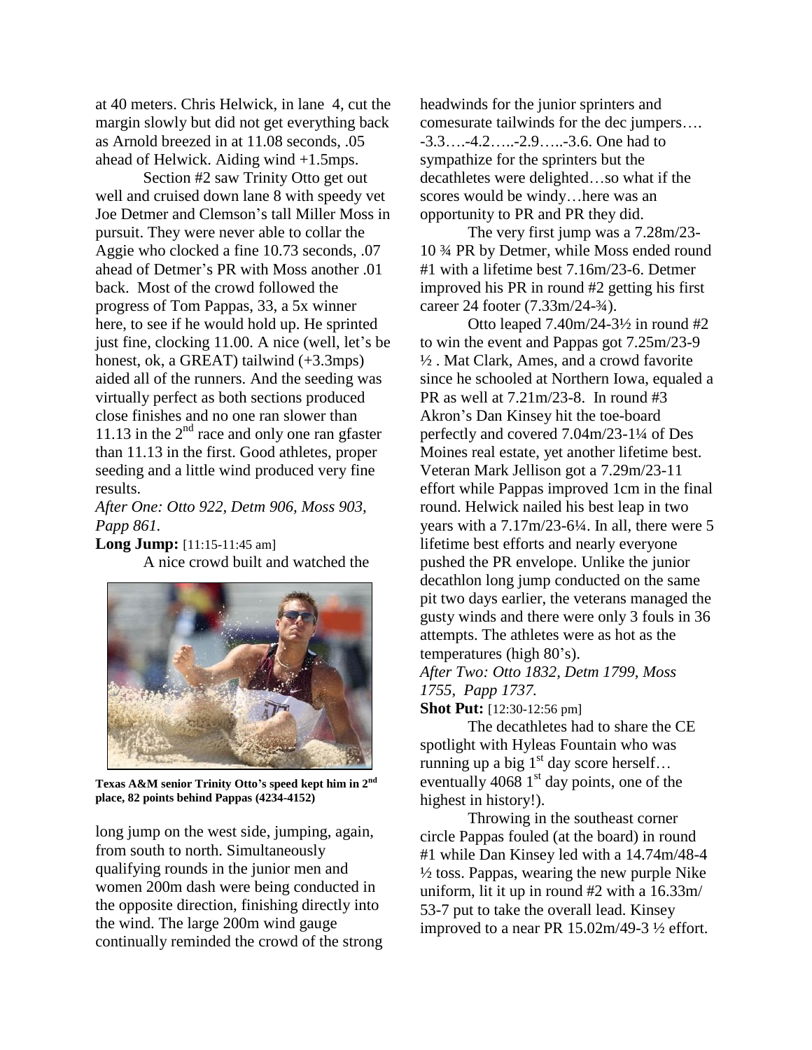at 40 meters. Chris Helwick, in lane 4, cut the margin slowly but did not get everything back as Arnold breezed in at 11.08 seconds, .05 ahead of Helwick. Aiding wind +1.5mps.

Section #2 saw Trinity Otto get out well and cruised down lane 8 with speedy vet Joe Detmer and Clemson's tall Miller Moss in pursuit. They were never able to collar the Aggie who clocked a fine 10.73 seconds, .07 ahead of Detmer's PR with Moss another .01 back. Most of the crowd followed the progress of Tom Pappas, 33, a 5x winner here, to see if he would hold up. He sprinted just fine, clocking 11.00. A nice (well, let's be honest, ok, a GREAT) tailwind (+3.3mps) aided all of the runners. And the seeding was virtually perfect as both sections produced close finishes and no one ran slower than 11.13 in the 2nd race and only one ran gfaster than 11.13 in the first. Good athletes, proper seeding and a little wind produced very fine results.

*After One: Otto 922, Detm 906, Moss 903, Papp 861.*

**Long Jump:** [11:15-11:45 am]

A nice crowd built and watched the long jump on the west side, jumping, again, from south to north. Simultaneously qualifying rounds in the junior men and women 200m dash were being conducted in the opposite direction, finishing directly into the wind. The large 200m wind gauge continually reminded the crowd of the strong headwinds for the junior sprinters and comesurate tailwinds for the dec jumpers…. -3.3….-4.2…..-2.9…..-3.6. One had to sympathize for the sprinters but the decathletes were delighted…so what if the scores would be windy…here was an opportunity to PR and PR they did.

**Texas A&M senior Trinity Otto's speed kept him in 2nd place, 82 points behind Pappas (4234-4152)**

The very first jump was a 7.28m/23-10 ¾ PR by Detmer, while Moss ended round #1 with a lifetime best 7.16m/23-6. Detmer improved his PR in round #2 getting his first career 24 footer (7.33m/24-¾).

Otto leaped 7.40m/24-3½ in round #2 to win the event and Pappas got 7.25m/23-9 ½ . Mat Clark, Ames, and a crowd favorite since he schooled at Northern Iowa, equaled a PR as well at 7.21m/23-8. In round #3 Akron's Dan Kinsey hit the toe-board perfectly and covered 7.04m/23-1¼ of Des Moines real estate, yet another lifetime best. Veteran Mark Jellison got a 7.29m/23-11 effort while Pappas improved 1cm in the final round. Helwick nailed his best leap in two years with a 7.17m/23-6¼. In all, there were 5 lifetime best efforts and nearly everyone pushed the PR envelope. Unlike the junior decathlon long jump conducted on the same pit two days earlier, the veterans managed the gusty winds and there were only 3 fouls in 36 attempts. The athletes were as hot as the temperatures (high 80's).

*After Two: Otto 1832, Detm 1799, Moss 1755, Papp 1737.*

**Shot Put:** [12:30-12:56 pm]

The decathletes had to share the CE spotlight with Hyleas Fountain who was running up a big 1st day score herself… eventually 4068 1st day points, one of the highest in history!).

Throwing in the southeast corner circle Pappas fouled (at the board) in round #1 while Dan Kinsey led with a 14.74m/48-4 ½ toss. Pappas, wearing the new purple Nike uniform, lit it up in round #2 with a 16.33m/ 53-7 put to take the overall lead. Kinsey improved to a near PR 15.02m/49-3 ½ effort.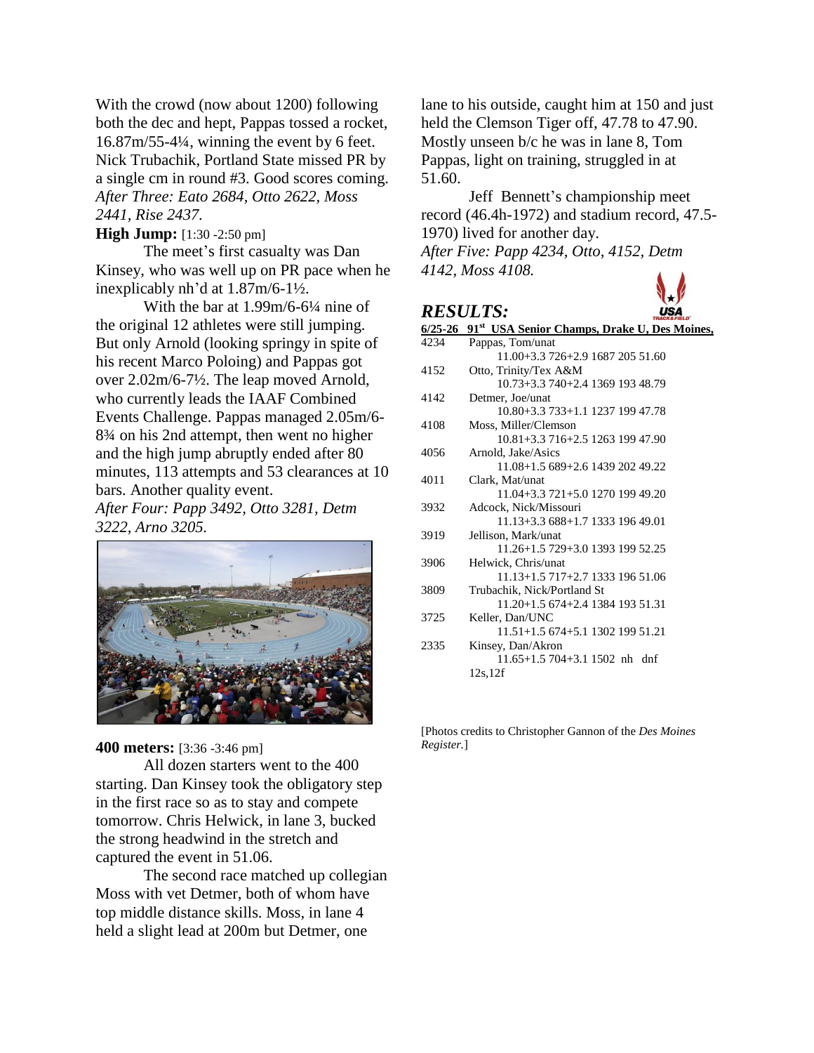With the crowd (now about 1200) following both the dec and hept, Pappas tossed a rocket, 16.87m/55-4¼, winning the event by 6 feet. Nick Trubachik, Portland State missed PR by a single cm in round #3. Good scores coming.
*After Three: Eato 2684, Otto 2622, Moss 2441, Rise 2437.*

**High Jump:** [1:30 -2:50 pm]

The meet's first casualty was Dan Kinsey, who was well up on PR pace when he inexplicably nh'd at 1.87m/6-1½.

With the bar at 1.99m/6-6¼ nine of the original 12 athletes were still jumping. But only Arnold (looking springy in spite of his recent Marco Poloing) and Pappas got over 2.02m/6-7½. The leap moved Arnold, who currently leads the IAAF Combined Events Challenge. Pappas managed 2.05m/6-8¾ on his 2nd attempt, then went no higher and the high jump abruptly ended after 80 minutes, 113 attempts and 53 clearances at 10 bars. Another quality event.
*After Four: Papp 3492, Otto 3281, Detm 3222, Arno 3205.*

**400 meters:** [3:36 -3:46 pm]

All dozen starters went to the 400 starting. Dan Kinsey took the obligatory step in the first race so as to stay and compete tomorrow. Chris Helwick, in lane 3, bucked the strong headwind in the stretch and captured the event in 51.06.

The second race matched up collegian Moss with vet Detmer, both of whom have top middle distance skills. Moss, in lane 4 held a slight lead at 200m but Detmer, one lane to his outside, caught him at 150 and just held the Clemson Tiger off, 47.78 to 47.90. Mostly unseen b/c he was in lane 8, Tom Pappas, light on training, struggled in at 51.60.

Jeff Bennett's championship meet record (46.4h-1972) and stadium record, 47.5-1970) lived for another day.
*After Five: Papp 4234, Otto, 4152, Detm 4142, Moss 4108.*

## *RESULTS:*

**6/25-26 91st USA Senior Champs, Drake U, Des Moines,**

| | |
|---|---|
| 4234 | Pappas, Tom/unat |
| | 11.00+3.3 726+2.9 1687 205 51.60 |
| 4152 | Otto, Trinity/Tex A&M |
| | 10.73+3.3 740+2.4 1369 193 48.79 |
| 4142 | Detmer, Joe/unat |
| | 10.80+3.3 733+1.1 1237 199 47.78 |
| 4108 | Moss, Miller/Clemson |
| | 10.81+3.3 716+2.5 1263 199 47.90 |
| 4056 | Arnold, Jake/Asics |
| | 11.08+1.5 689+2.6 1439 202 49.22 |
| 4011 | Clark, Mat/unat |
| | 11.04+3.3 721+5.0 1270 199 49.20 |
| 3932 | Adcock, Nick/Missouri |
| | 11.13+3.3 688+1.7 1333 196 49.01 |
| 3919 | Jellison, Mark/unat |
| | 11.26+1.5 729+3.0 1393 199 52.25 |
| 3906 | Helwick, Chris/unat |
| | 11.13+1.5 717+2.7 1333 196 51.06 |
| 3809 | Trubachik, Nick/Portland St |
| | 11.20+1.5 674+2.4 1384 193 51.31 |
| 3725 | Keller, Dan/UNC |
| | 11.51+1.5 674+5.1 1302 199 51.21 |
| 2335 | Kinsey, Dan/Akron |
| | 11.65+1.5 704+3.1 1502 nh dnf |
| | 12s,12f |

[Photos credits to Christopher Gannon of the *Des Moines Register*.]